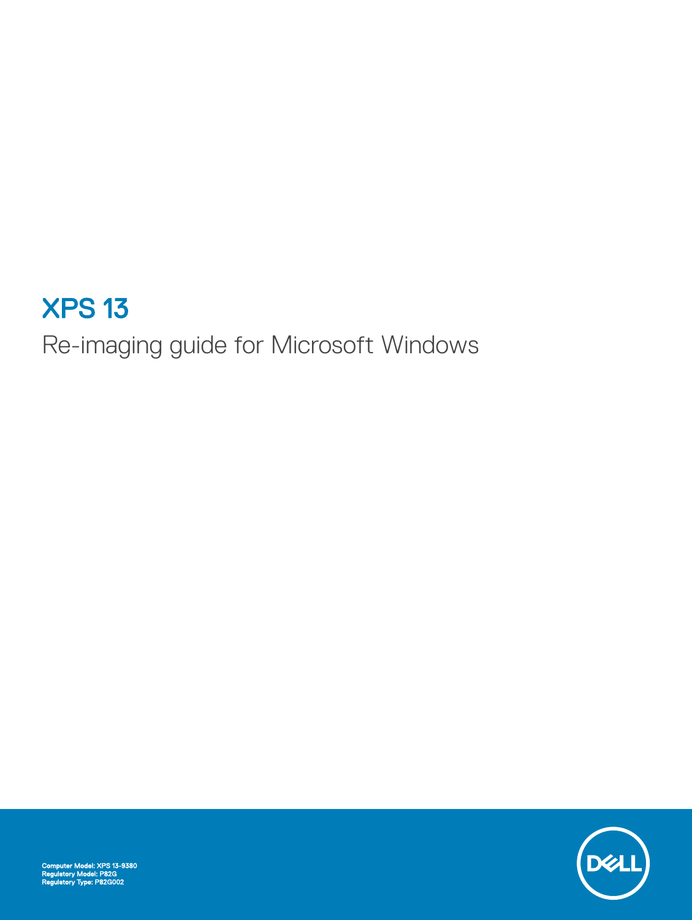# XPS 13

## Re-imaging guide for Microsoft Windows

**Computer Model: XPS 13-9380**
**Regulatory Model: P82G**
**Regulatory Type: P82G002**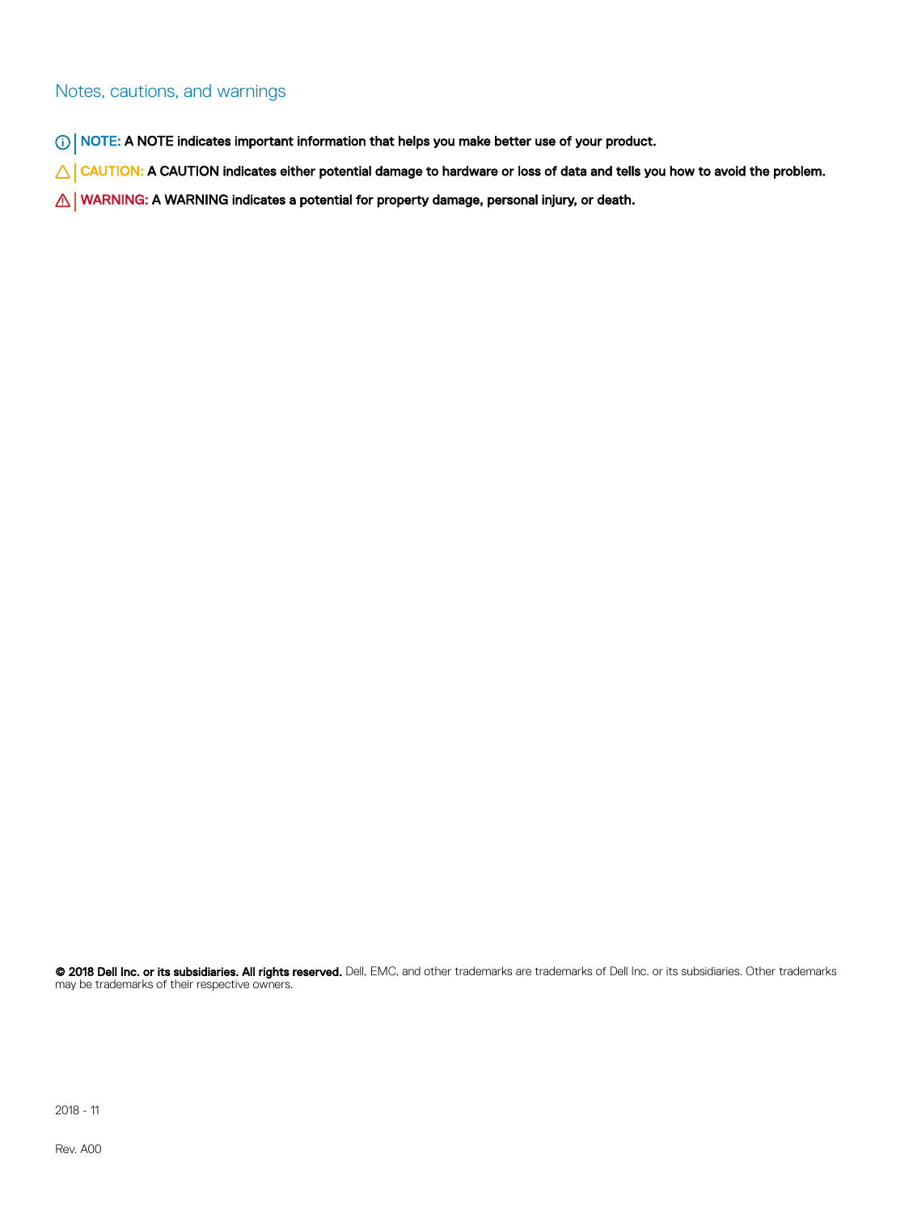## Notes, cautions, and warnings

**NOTE: A NOTE indicates important information that helps you make better use of your product.**

**CAUTION: A CAUTION indicates either potential damage to hardware or loss of data and tells you how to avoid the problem.**

**WARNING: A WARNING indicates a potential for property damage, personal injury, or death.**

**© 2018 Dell Inc. or its subsidiaries. All rights reserved.** Dell, EMC, and other trademarks are trademarks of Dell Inc. or its subsidiaries. Other trademarks may be trademarks of their respective owners.

2018 - 11

Rev. A00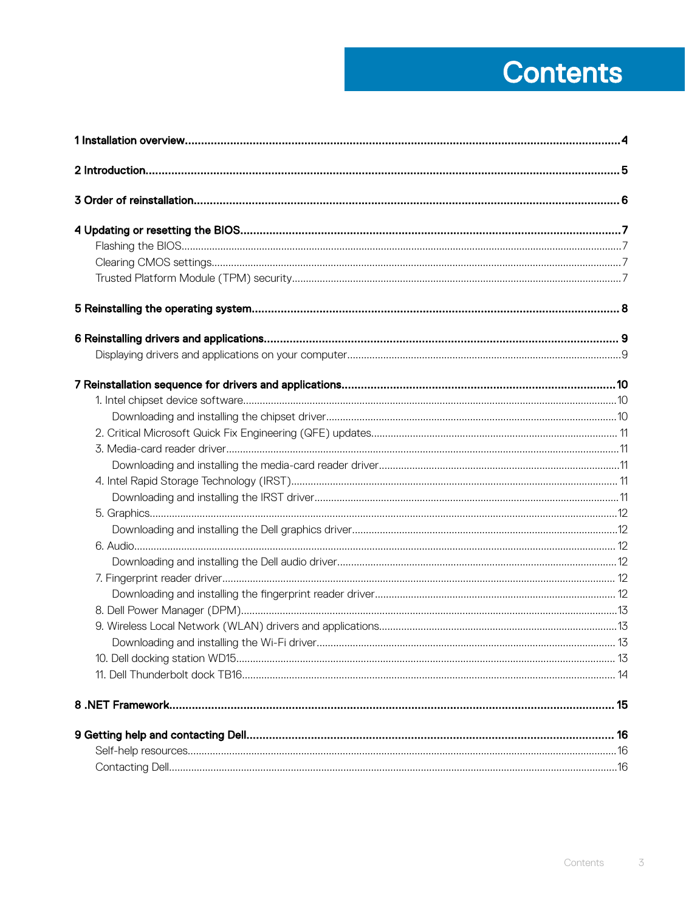# Contents

**1 Installation overview** ..... **4**

**2 Introduction** ..... **5**

**3 Order of reinstallation** ..... **6**

**4 Updating or resetting the BIOS** ..... **7**

- Flashing the BIOS ..... 7
- Clearing CMOS settings ..... 7
- Trusted Platform Module (TPM) security ..... 7

**5 Reinstalling the operating system** ..... **8**

**6 Reinstalling drivers and applications** ..... **9**

- Displaying drivers and applications on your computer ..... 9

**7 Reinstallation sequence for drivers and applications** ..... **10**

- 1. Intel chipset device software ..... 10
  - Downloading and installing the chipset driver ..... 10
- 2. Critical Microsoft Quick Fix Engineering (QFE) updates ..... 11
- 3. Media-card reader driver ..... 11
  - Downloading and installing the media-card reader driver ..... 11
- 4. Intel Rapid Storage Technology (IRST) ..... 11
  - Downloading and installing the IRST driver ..... 11
- 5. Graphics ..... 12
  - Downloading and installing the Dell graphics driver ..... 12
- 6. Audio ..... 12
  - Downloading and installing the Dell audio driver ..... 12
- 7. Fingerprint reader driver ..... 12
  - Downloading and installing the fingerprint reader driver ..... 12
- 8. Dell Power Manager (DPM) ..... 13
- 9. Wireless Local Network (WLAN) drivers and applications ..... 13
  - Downloading and installing the Wi-Fi driver ..... 13
- 10. Dell docking station WD15 ..... 13
- 11. Dell Thunderbolt dock TB16 ..... 14

**8 .NET Framework** ..... **15**

**9 Getting help and contacting Dell** ..... **16**

- Self-help resources ..... 16
- Contacting Dell ..... 16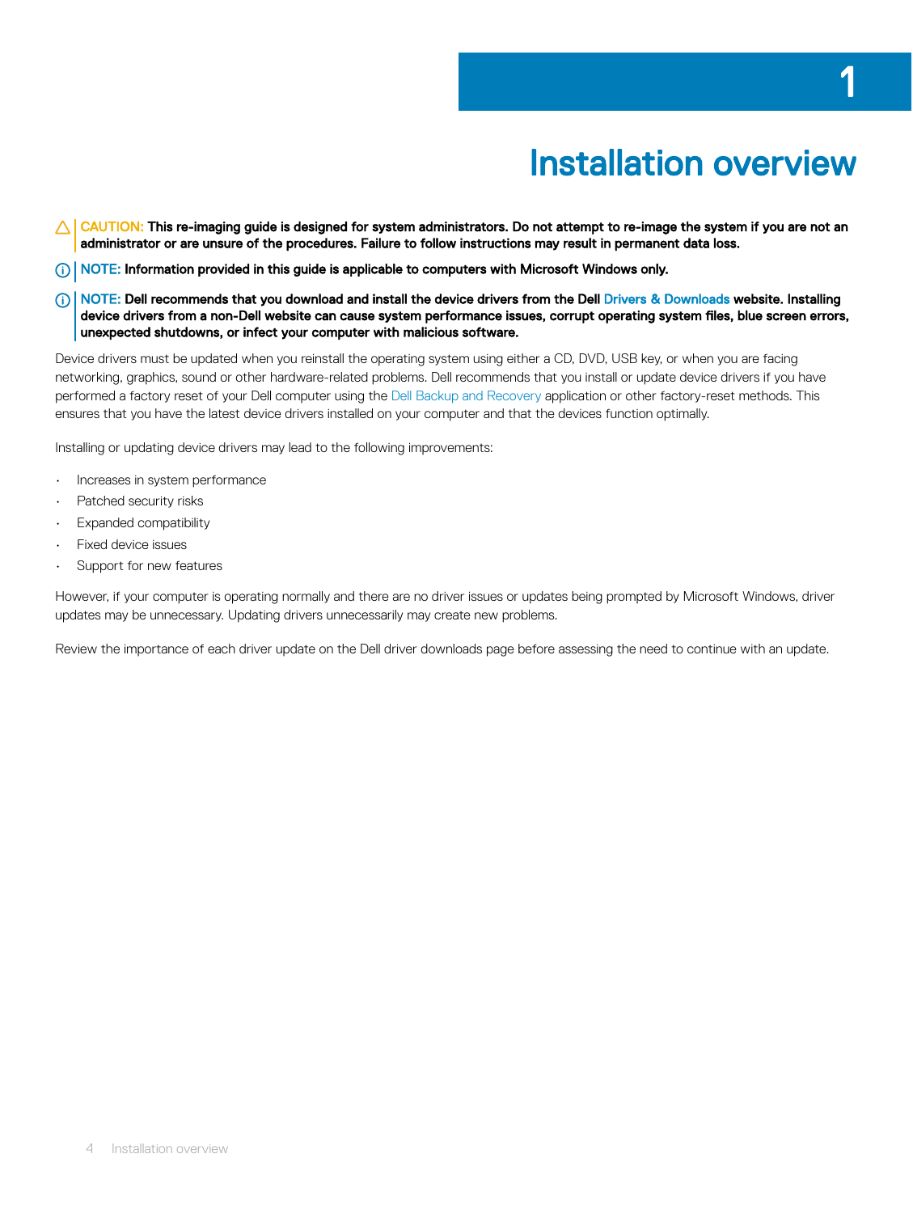# 1 Installation overview

**CAUTION: This re-imaging guide is designed for system administrators. Do not attempt to re-image the system if you are not an administrator or are unsure of the procedures. Failure to follow instructions may result in permanent data loss.**

**NOTE: Information provided in this guide is applicable to computers with Microsoft Windows only.**

**NOTE: Dell recommends that you download and install the device drivers from the Dell Drivers & Downloads website. Installing device drivers from a non-Dell website can cause system performance issues, corrupt operating system files, blue screen errors, unexpected shutdowns, or infect your computer with malicious software.**

Device drivers must be updated when you reinstall the operating system using either a CD, DVD, USB key, or when you are facing networking, graphics, sound or other hardware-related problems. Dell recommends that you install or update device drivers if you have performed a factory reset of your Dell computer using the Dell Backup and Recovery application or other factory-reset methods. This ensures that you have the latest device drivers installed on your computer and that the devices function optimally.

Installing or updating device drivers may lead to the following improvements:

- Increases in system performance
- Patched security risks
- Expanded compatibility
- Fixed device issues
- Support for new features

However, if your computer is operating normally and there are no driver issues or updates being prompted by Microsoft Windows, driver updates may be unnecessary. Updating drivers unnecessarily may create new problems.

Review the importance of each driver update on the Dell driver downloads page before assessing the need to continue with an update.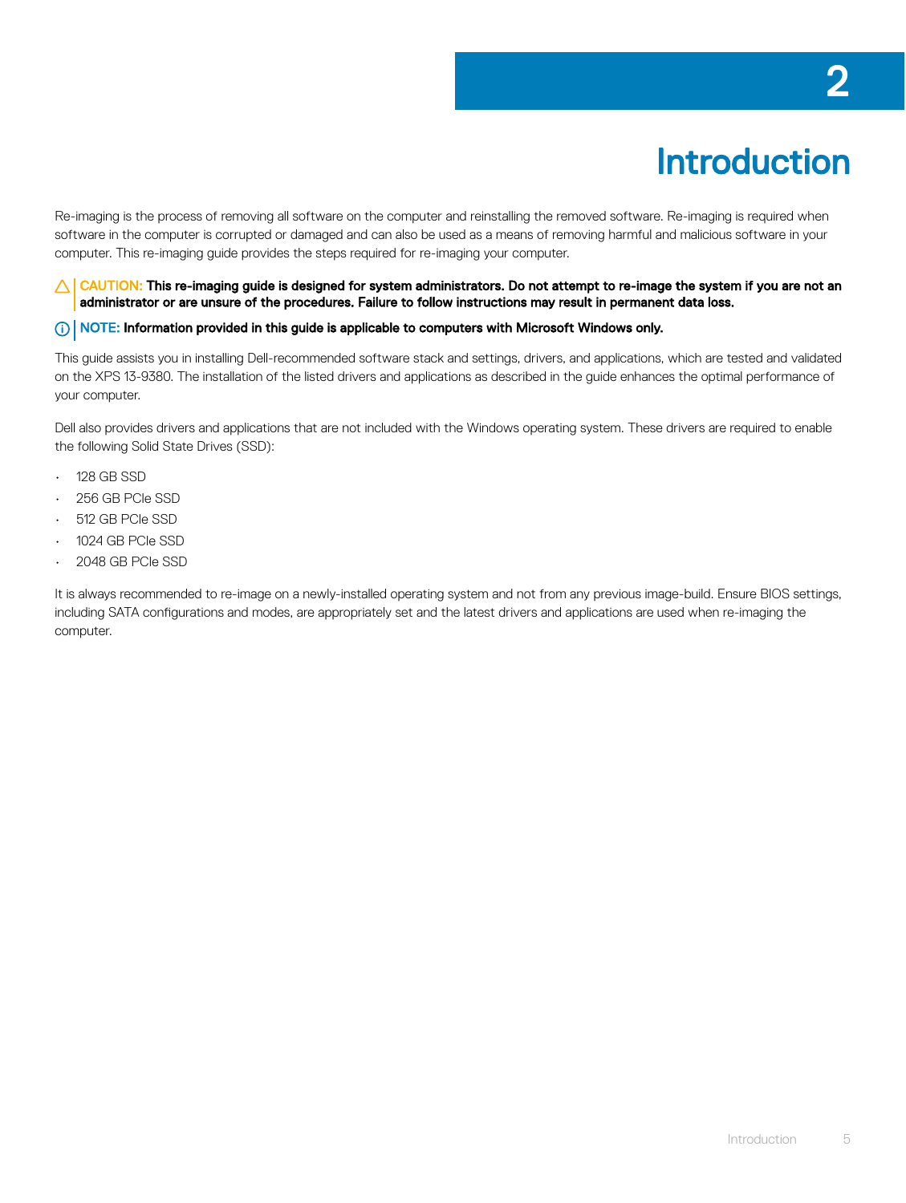# 2 Introduction

Re-imaging is the process of removing all software on the computer and reinstalling the removed software. Re-imaging is required when software in the computer is corrupted or damaged and can also be used as a means of removing harmful and malicious software in your computer. This re-imaging guide provides the steps required for re-imaging your computer.

**CAUTION: This re-imaging guide is designed for system administrators. Do not attempt to re-image the system if you are not an administrator or are unsure of the procedures. Failure to follow instructions may result in permanent data loss.**

**NOTE: Information provided in this guide is applicable to computers with Microsoft Windows only.**

This guide assists you in installing Dell-recommended software stack and settings, drivers, and applications, which are tested and validated on the XPS 13-9380. The installation of the listed drivers and applications as described in the guide enhances the optimal performance of your computer.

Dell also provides drivers and applications that are not included with the Windows operating system. These drivers are required to enable the following Solid State Drives (SSD):

- 128 GB SSD
- 256 GB PCIe SSD
- 512 GB PCIe SSD
- 1024 GB PCIe SSD
- 2048 GB PCIe SSD

It is always recommended to re-image on a newly-installed operating system and not from any previous image-build. Ensure BIOS settings, including SATA configurations and modes, are appropriately set and the latest drivers and applications are used when re-imaging the computer.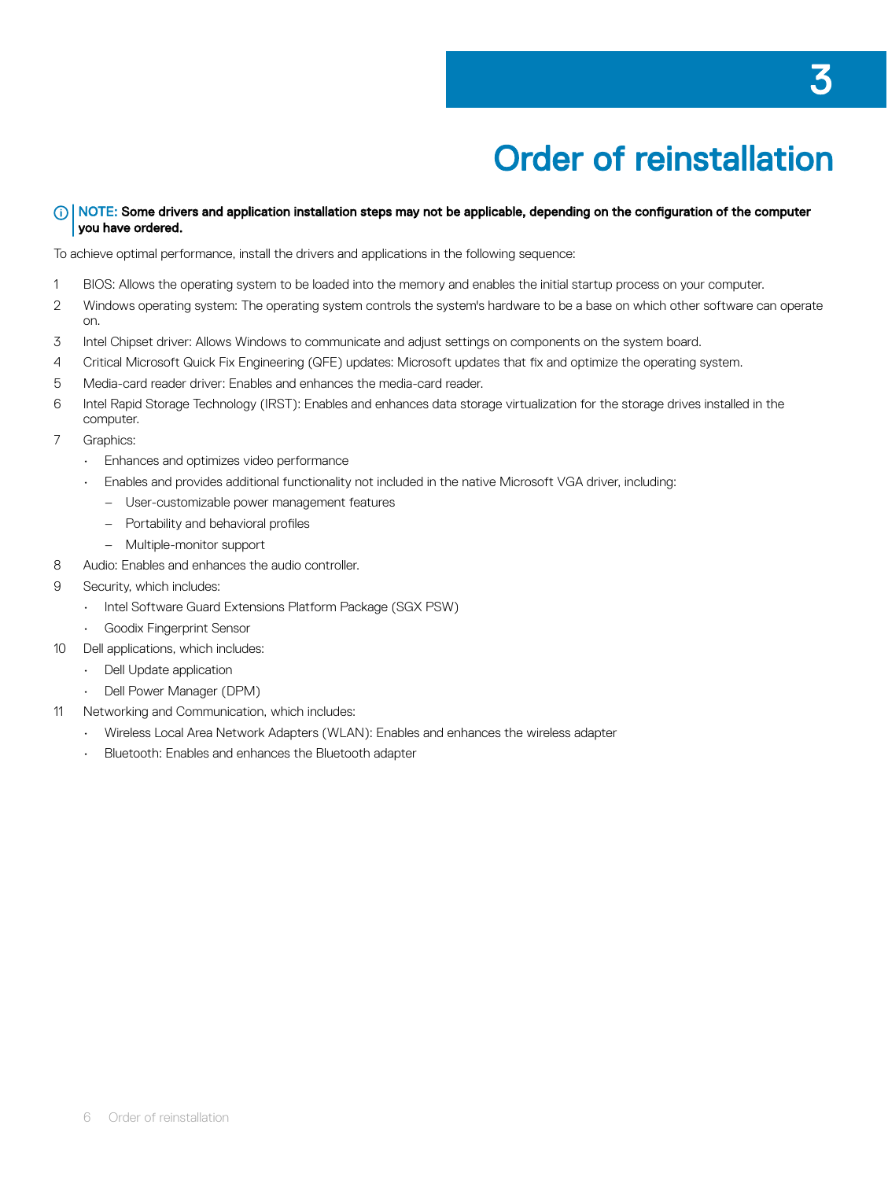# 3 Order of reinstallation

> **NOTE: Some drivers and application installation steps may not be applicable, depending on the configuration of the computer you have ordered.**

To achieve optimal performance, install the drivers and applications in the following sequence:

1. BIOS: Allows the operating system to be loaded into the memory and enables the initial startup process on your computer.
2. Windows operating system: The operating system controls the system's hardware to be a base on which other software can operate on.
3. Intel Chipset driver: Allows Windows to communicate and adjust settings on components on the system board.
4. Critical Microsoft Quick Fix Engineering (QFE) updates: Microsoft updates that fix and optimize the operating system.
5. Media-card reader driver: Enables and enhances the media-card reader.
6. Intel Rapid Storage Technology (IRST): Enables and enhances data storage virtualization for the storage drives installed in the computer.
7. Graphics:
   - Enhances and optimizes video performance
   - Enables and provides additional functionality not included in the native Microsoft VGA driver, including:
     - User-customizable power management features
     - Portability and behavioral profiles
     - Multiple-monitor support
8. Audio: Enables and enhances the audio controller.
9. Security, which includes:
   - Intel Software Guard Extensions Platform Package (SGX PSW)
   - Goodix Fingerprint Sensor
10. Dell applications, which includes:
    - Dell Update application
    - Dell Power Manager (DPM)
11. Networking and Communication, which includes:
    - Wireless Local Area Network Adapters (WLAN): Enables and enhances the wireless adapter
    - Bluetooth: Enables and enhances the Bluetooth adapter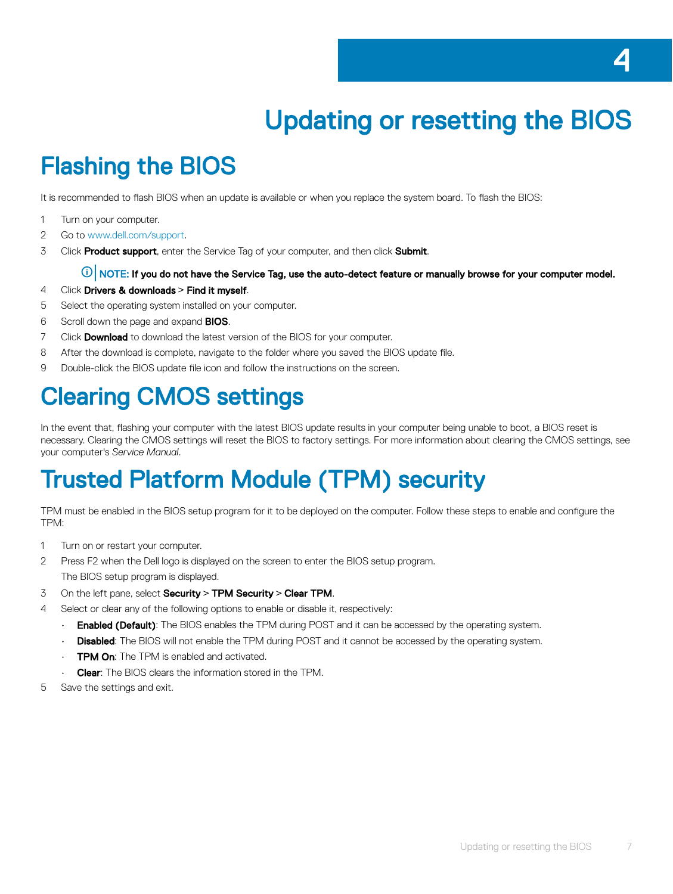# 4 Updating or resetting the BIOS

## Flashing the BIOS

It is recommended to flash BIOS when an update is available or when you replace the system board. To flash the BIOS:

1. Turn on your computer.
2. Go to www.dell.com/support.
3. Click **Product support**, enter the Service Tag of your computer, and then click **Submit**.

   **NOTE: If you do not have the Service Tag, use the auto-detect feature or manually browse for your computer model.**

4. Click **Drivers & downloads** > **Find it myself**.
5. Select the operating system installed on your computer.
6. Scroll down the page and expand **BIOS**.
7. Click **Download** to download the latest version of the BIOS for your computer.
8. After the download is complete, navigate to the folder where you saved the BIOS update file.
9. Double-click the BIOS update file icon and follow the instructions on the screen.

## Clearing CMOS settings

In the event that, flashing your computer with the latest BIOS update results in your computer being unable to boot, a BIOS reset is necessary. Clearing the CMOS settings will reset the BIOS to factory settings. For more information about clearing the CMOS settings, see your computer's *Service Manual*.

## Trusted Platform Module (TPM) security

TPM must be enabled in the BIOS setup program for it to be deployed on the computer. Follow these steps to enable and configure the TPM:

1. Turn on or restart your computer.
2. Press F2 when the Dell logo is displayed on the screen to enter the BIOS setup program.

   The BIOS setup program is displayed.

3. On the left pane, select **Security** > **TPM Security** > **Clear TPM**.
4. Select or clear any of the following options to enable or disable it, respectively:
   - **Enabled (Default)**: The BIOS enables the TPM during POST and it can be accessed by the operating system.
   - **Disabled**: The BIOS will not enable the TPM during POST and it cannot be accessed by the operating system.
   - **TPM On**: The TPM is enabled and activated.
   - **Clear**: The BIOS clears the information stored in the TPM.
5. Save the settings and exit.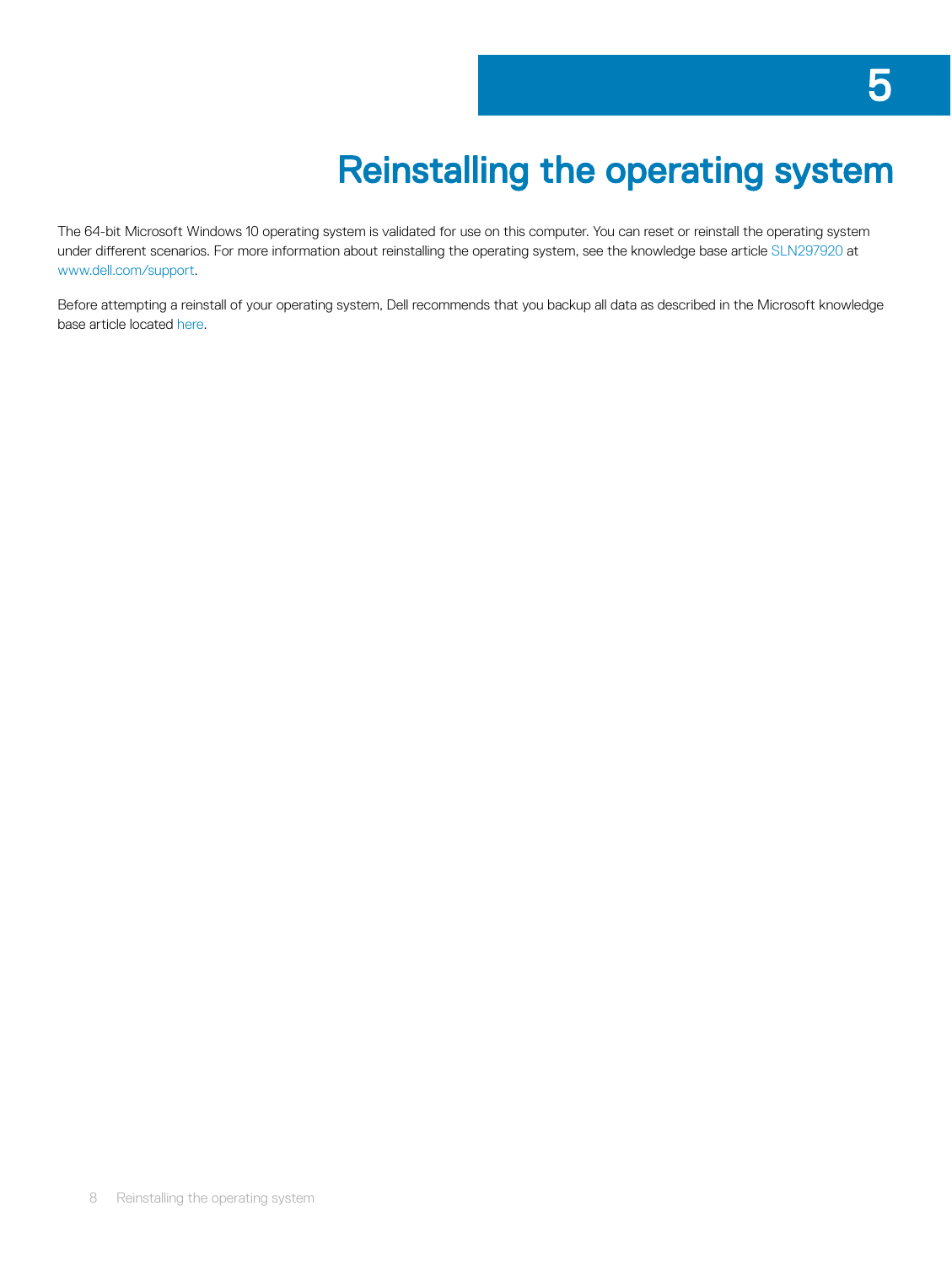# 5 Reinstalling the operating system

The 64-bit Microsoft Windows 10 operating system is validated for use on this computer. You can reset or reinstall the operating system under different scenarios. For more information about reinstalling the operating system, see the knowledge base article SLN297920 at www.dell.com/support.

Before attempting a reinstall of your operating system, Dell recommends that you backup all data as described in the Microsoft knowledge base article located here.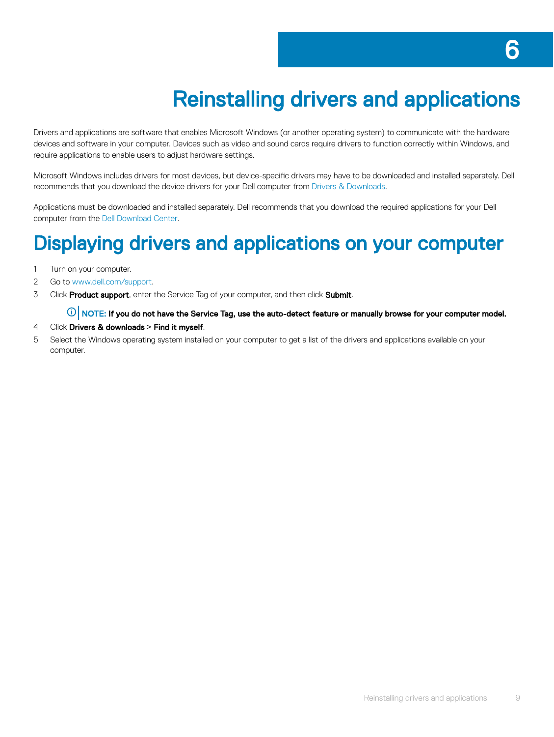# 6

# Reinstalling drivers and applications

Drivers and applications are software that enables Microsoft Windows (or another operating system) to communicate with the hardware devices and software in your computer. Devices such as video and sound cards require drivers to function correctly within Windows, and require applications to enable users to adjust hardware settings.

Microsoft Windows includes drivers for most devices, but device-specific drivers may have to be downloaded and installed separately. Dell recommends that you download the device drivers for your Dell computer from Drivers & Downloads.

Applications must be downloaded and installed separately. Dell recommends that you download the required applications for your Dell computer from the Dell Download Center.

## Displaying drivers and applications on your computer

1. Turn on your computer.
2. Go to www.dell.com/support.
3. Click **Product support**, enter the Service Tag of your computer, and then click **Submit**.

   **NOTE: If you do not have the Service Tag, use the auto-detect feature or manually browse for your computer model.**
4. Click **Drivers & downloads** > **Find it myself**.
5. Select the Windows operating system installed on your computer to get a list of the drivers and applications available on your computer.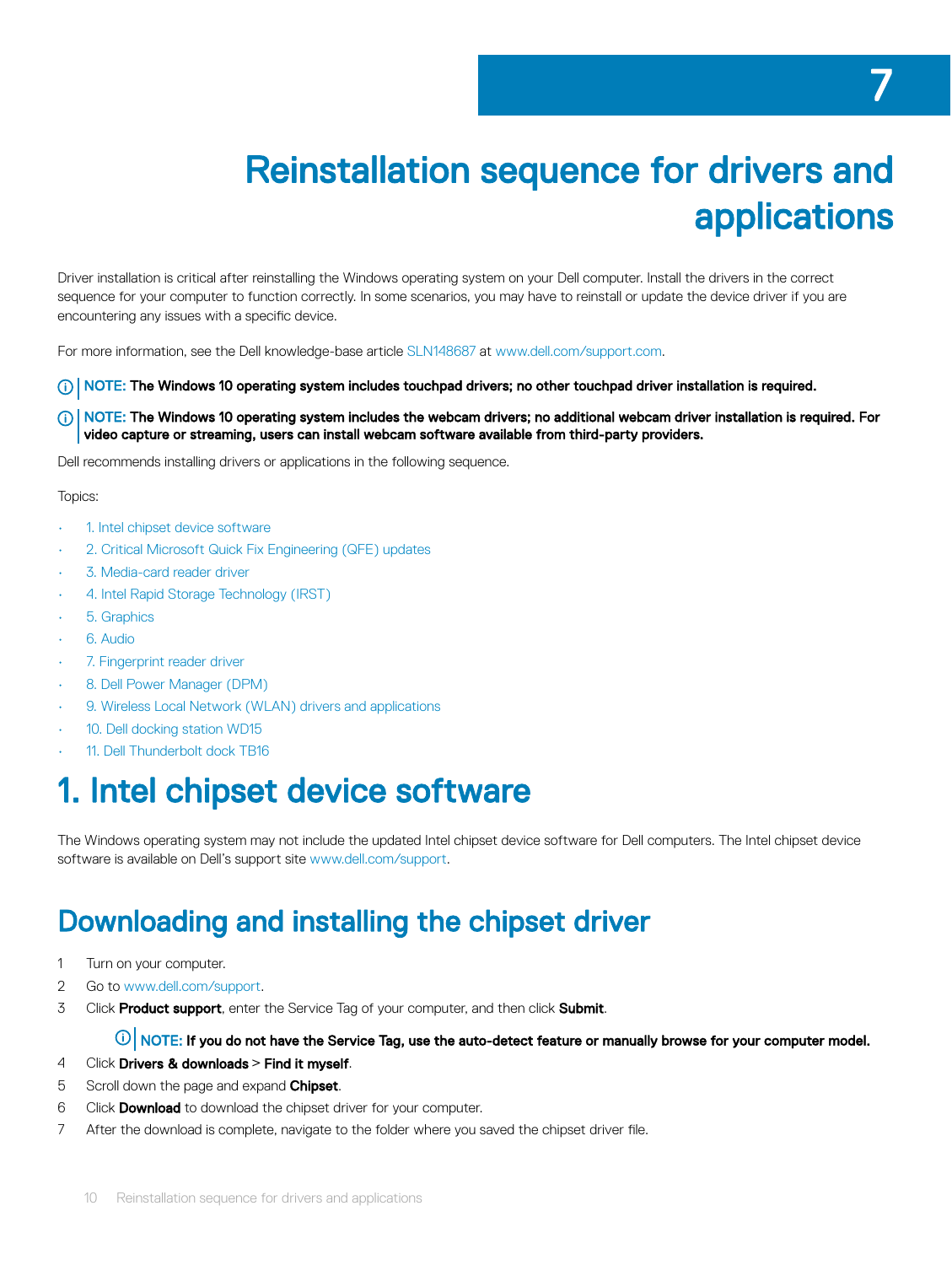# 7 Reinstallation sequence for drivers and applications

Driver installation is critical after reinstalling the Windows operating system on your Dell computer. Install the drivers in the correct sequence for your computer to function correctly. In some scenarios, you may have to reinstall or update the device driver if you are encountering any issues with a specific device.

For more information, see the Dell knowledge-base article SLN148687 at www.dell.com/support.com.

**NOTE: The Windows 10 operating system includes touchpad drivers; no other touchpad driver installation is required.**

**NOTE: The Windows 10 operating system includes the webcam drivers; no additional webcam driver installation is required. For video capture or streaming, users can install webcam software available from third-party providers.**

Dell recommends installing drivers or applications in the following sequence.

Topics:

- 1. Intel chipset device software
- 2. Critical Microsoft Quick Fix Engineering (QFE) updates
- 3. Media-card reader driver
- 4. Intel Rapid Storage Technology (IRST)
- 5. Graphics
- 6. Audio
- 7. Fingerprint reader driver
- 8. Dell Power Manager (DPM)
- 9. Wireless Local Network (WLAN) drivers and applications
- 10. Dell docking station WD15
- 11. Dell Thunderbolt dock TB16

# 1. Intel chipset device software

The Windows operating system may not include the updated Intel chipset device software for Dell computers. The Intel chipset device software is available on Dell's support site www.dell.com/support.

## Downloading and installing the chipset driver

1. Turn on your computer.
2. Go to www.dell.com/support.
3. Click **Product support**, enter the Service Tag of your computer, and then click **Submit**.

   **NOTE: If you do not have the Service Tag, use the auto-detect feature or manually browse for your computer model.**
4. Click **Drivers & downloads** > **Find it myself**.
5. Scroll down the page and expand **Chipset**.
6. Click **Download** to download the chipset driver for your computer.
7. After the download is complete, navigate to the folder where you saved the chipset driver file.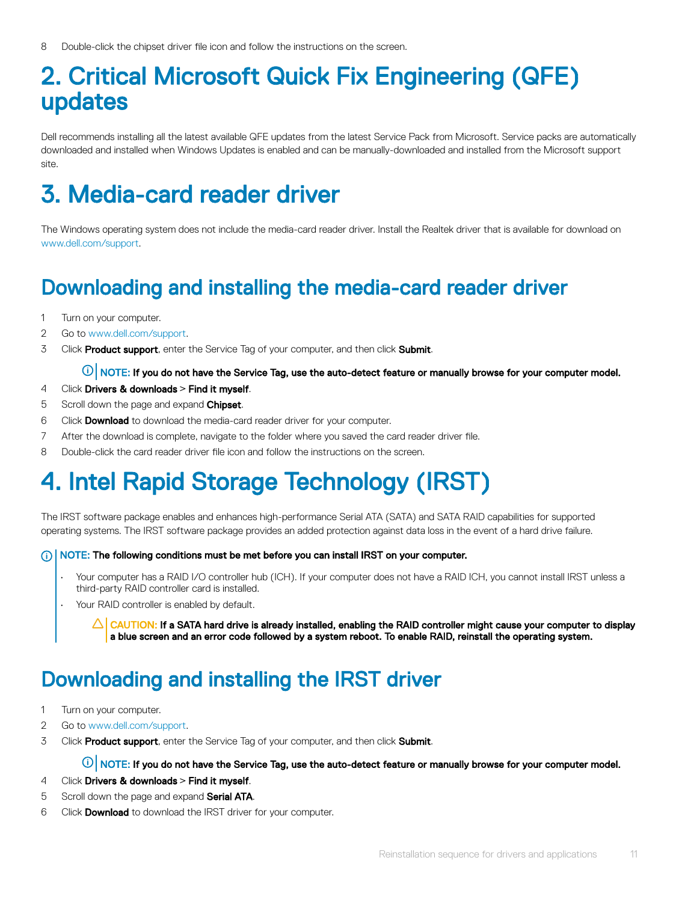8 Double-click the chipset driver file icon and follow the instructions on the screen.

# 2. Critical Microsoft Quick Fix Engineering (QFE) updates

Dell recommends installing all the latest available QFE updates from the latest Service Pack from Microsoft. Service packs are automatically downloaded and installed when Windows Updates is enabled and can be manually-downloaded and installed from the Microsoft support site.

# 3. Media-card reader driver

The Windows operating system does not include the media-card reader driver. Install the Realtek driver that is available for download on www.dell.com/support.

## Downloading and installing the media-card reader driver

1. Turn on your computer.
2. Go to www.dell.com/support.
3. Click **Product support**, enter the Service Tag of your computer, and then click **Submit**.

   **NOTE: If you do not have the Service Tag, use the auto-detect feature or manually browse for your computer model.**
4. Click **Drivers & downloads** > **Find it myself**.
5. Scroll down the page and expand **Chipset**.
6. Click **Download** to download the media-card reader driver for your computer.
7. After the download is complete, navigate to the folder where you saved the card reader driver file.
8. Double-click the card reader driver file icon and follow the instructions on the screen.

# 4. Intel Rapid Storage Technology (IRST)

The IRST software package enables and enhances high-performance Serial ATA (SATA) and SATA RAID capabilities for supported operating systems. The IRST software package provides an added protection against data loss in the event of a hard drive failure.

**NOTE: The following conditions must be met before you can install IRST on your computer.**

- Your computer has a RAID I/O controller hub (ICH). If your computer does not have a RAID ICH, you cannot install IRST unless a third-party RAID controller card is installed.
- Your RAID controller is enabled by default.

  **CAUTION: If a SATA hard drive is already installed, enabling the RAID controller might cause your computer to display a blue screen and an error code followed by a system reboot. To enable RAID, reinstall the operating system.**

## Downloading and installing the IRST driver

1. Turn on your computer.
2. Go to www.dell.com/support.
3. Click **Product support**, enter the Service Tag of your computer, and then click **Submit**.

   **NOTE: If you do not have the Service Tag, use the auto-detect feature or manually browse for your computer model.**
4. Click **Drivers & downloads** > **Find it myself**.
5. Scroll down the page and expand **Serial ATA**.
6. Click **Download** to download the IRST driver for your computer.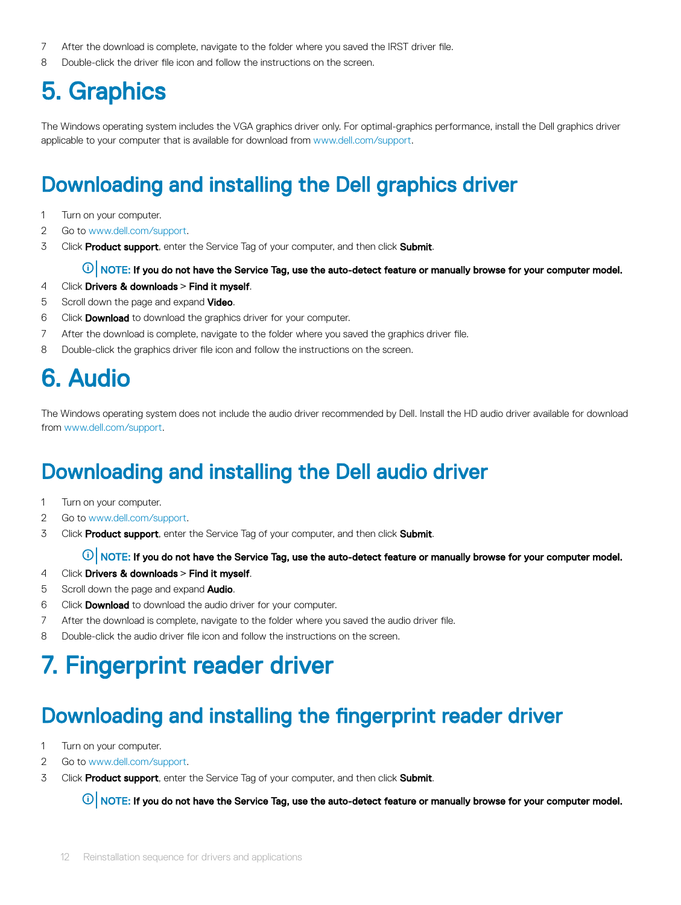7. After the download is complete, navigate to the folder where you saved the IRST driver file.
8. Double-click the driver file icon and follow the instructions on the screen.

# 5. Graphics

The Windows operating system includes the VGA graphics driver only. For optimal-graphics performance, install the Dell graphics driver applicable to your computer that is available for download from www.dell.com/support.

## Downloading and installing the Dell graphics driver

1. Turn on your computer.
2. Go to www.dell.com/support.
3. Click **Product support**, enter the Service Tag of your computer, and then click **Submit**.

   **NOTE: If you do not have the Service Tag, use the auto-detect feature or manually browse for your computer model.**
4. Click **Drivers & downloads** > **Find it myself**.
5. Scroll down the page and expand **Video**.
6. Click **Download** to download the graphics driver for your computer.
7. After the download is complete, navigate to the folder where you saved the graphics driver file.
8. Double-click the graphics driver file icon and follow the instructions on the screen.

# 6. Audio

The Windows operating system does not include the audio driver recommended by Dell. Install the HD audio driver available for download from www.dell.com/support.

## Downloading and installing the Dell audio driver

1. Turn on your computer.
2. Go to www.dell.com/support.
3. Click **Product support**, enter the Service Tag of your computer, and then click **Submit**.

   **NOTE: If you do not have the Service Tag, use the auto-detect feature or manually browse for your computer model.**
4. Click **Drivers & downloads** > **Find it myself**.
5. Scroll down the page and expand **Audio**.
6. Click **Download** to download the audio driver for your computer.
7. After the download is complete, navigate to the folder where you saved the audio driver file.
8. Double-click the audio driver file icon and follow the instructions on the screen.

# 7. Fingerprint reader driver

## Downloading and installing the fingerprint reader driver

1. Turn on your computer.
2. Go to www.dell.com/support.
3. Click **Product support**, enter the Service Tag of your computer, and then click **Submit**.

   **NOTE: If you do not have the Service Tag, use the auto-detect feature or manually browse for your computer model.**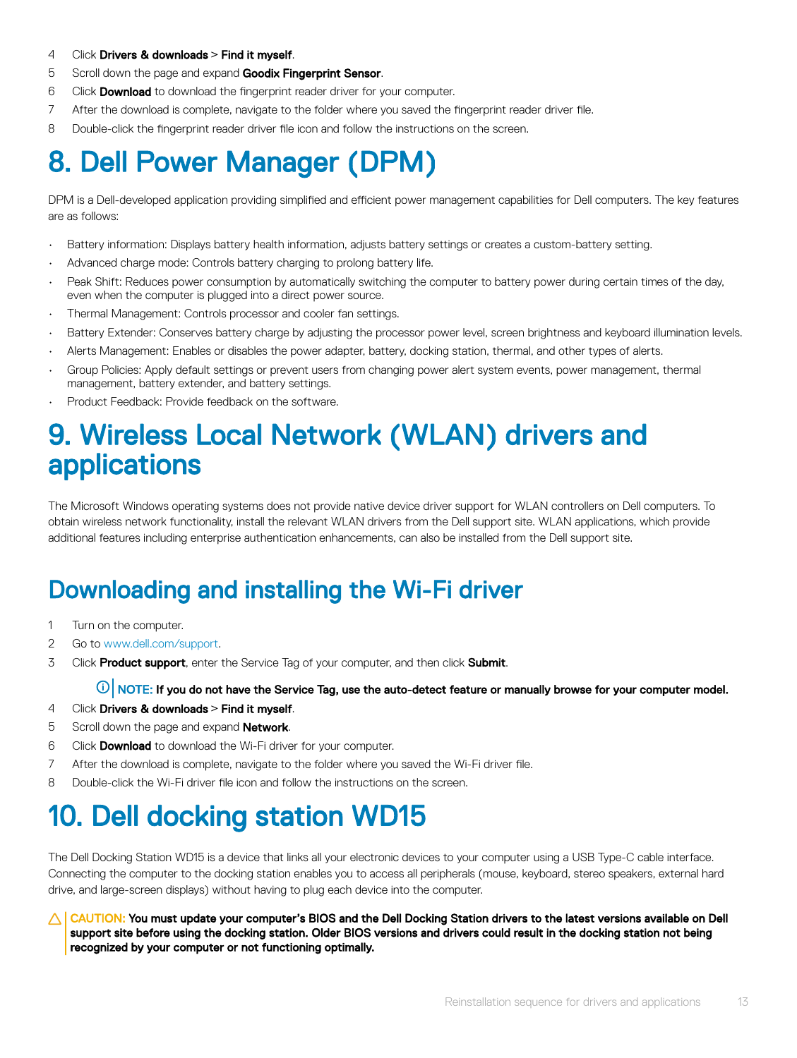4. Click **Drivers & downloads** > **Find it myself**.
5. Scroll down the page and expand **Goodix Fingerprint Sensor**.
6. Click **Download** to download the fingerprint reader driver for your computer.
7. After the download is complete, navigate to the folder where you saved the fingerprint reader driver file.
8. Double-click the fingerprint reader driver file icon and follow the instructions on the screen.

# 8. Dell Power Manager (DPM)

DPM is a Dell-developed application providing simplified and efficient power management capabilities for Dell computers. The key features are as follows:

- Battery information: Displays battery health information, adjusts battery settings or creates a custom-battery setting.
- Advanced charge mode: Controls battery charging to prolong battery life.
- Peak Shift: Reduces power consumption by automatically switching the computer to battery power during certain times of the day, even when the computer is plugged into a direct power source.
- Thermal Management: Controls processor and cooler fan settings.
- Battery Extender: Conserves battery charge by adjusting the processor power level, screen brightness and keyboard illumination levels.
- Alerts Management: Enables or disables the power adapter, battery, docking station, thermal, and other types of alerts.
- Group Policies: Apply default settings or prevent users from changing power alert system events, power management, thermal management, battery extender, and battery settings.
- Product Feedback: Provide feedback on the software.

# 9. Wireless Local Network (WLAN) drivers and applications

The Microsoft Windows operating systems does not provide native device driver support for WLAN controllers on Dell computers. To obtain wireless network functionality, install the relevant WLAN drivers from the Dell support site. WLAN applications, which provide additional features including enterprise authentication enhancements, can also be installed from the Dell support site.

## Downloading and installing the Wi-Fi driver

1. Turn on the computer.
2. Go to www.dell.com/support.
3. Click **Product support**, enter the Service Tag of your computer, and then click **Submit**.

   **NOTE: If you do not have the Service Tag, use the auto-detect feature or manually browse for your computer model.**

4. Click **Drivers & downloads** > **Find it myself**.
5. Scroll down the page and expand **Network**.
6. Click **Download** to download the Wi-Fi driver for your computer.
7. After the download is complete, navigate to the folder where you saved the Wi-Fi driver file.
8. Double-click the Wi-Fi driver file icon and follow the instructions on the screen.

# 10. Dell docking station WD15

The Dell Docking Station WD15 is a device that links all your electronic devices to your computer using a USB Type-C cable interface. Connecting the computer to the docking station enables you to access all peripherals (mouse, keyboard, stereo speakers, external hard drive, and large-screen displays) without having to plug each device into the computer.

**CAUTION: You must update your computer's BIOS and the Dell Docking Station drivers to the latest versions available on Dell support site before using the docking station. Older BIOS versions and drivers could result in the docking station not being recognized by your computer or not functioning optimally.**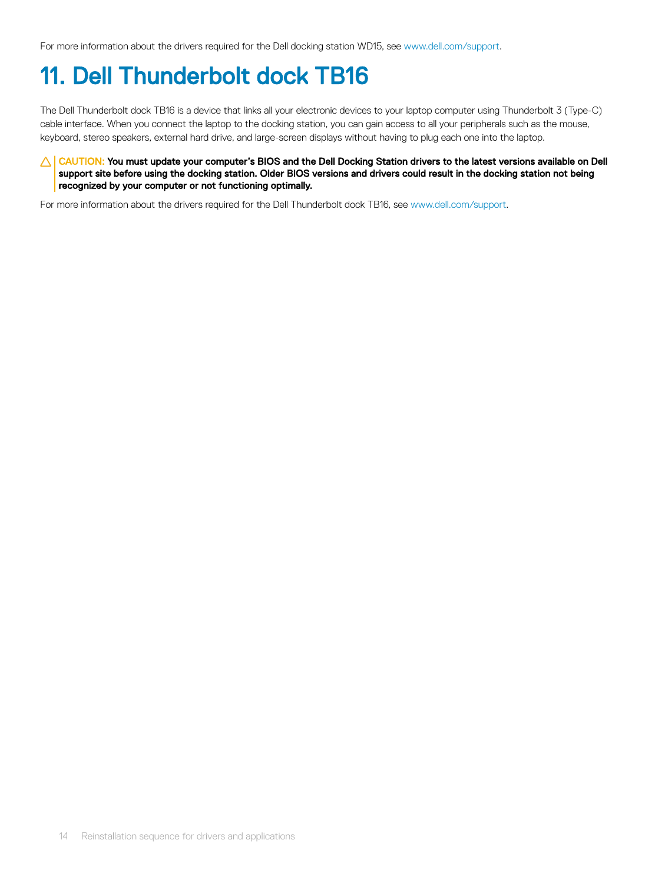For more information about the drivers required for the Dell docking station WD15, see www.dell.com/support.

# 11. Dell Thunderbolt dock TB16

The Dell Thunderbolt dock TB16 is a device that links all your electronic devices to your laptop computer using Thunderbolt 3 (Type-C) cable interface. When you connect the laptop to the docking station, you can gain access to all your peripherals such as the mouse, keyboard, stereo speakers, external hard drive, and large-screen displays without having to plug each one into the laptop.

CAUTION: **You must update your computer's BIOS and the Dell Docking Station drivers to the latest versions available on Dell support site before using the docking station. Older BIOS versions and drivers could result in the docking station not being recognized by your computer or not functioning optimally.**

For more information about the drivers required for the Dell Thunderbolt dock TB16, see www.dell.com/support.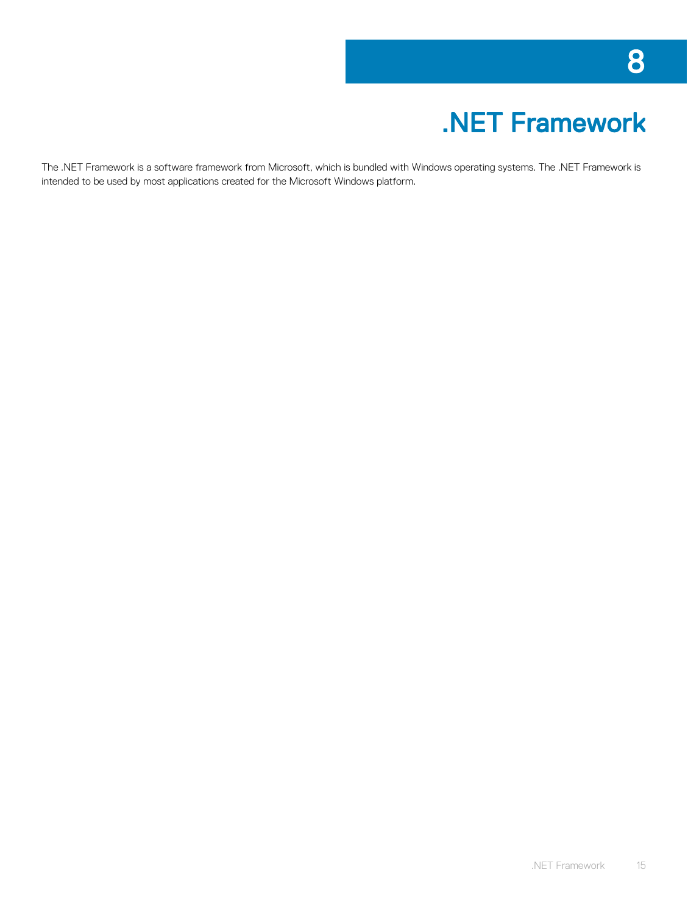# 8

# .NET Framework

The .NET Framework is a software framework from Microsoft, which is bundled with Windows operating systems. The .NET Framework is intended to be used by most applications created for the Microsoft Windows platform.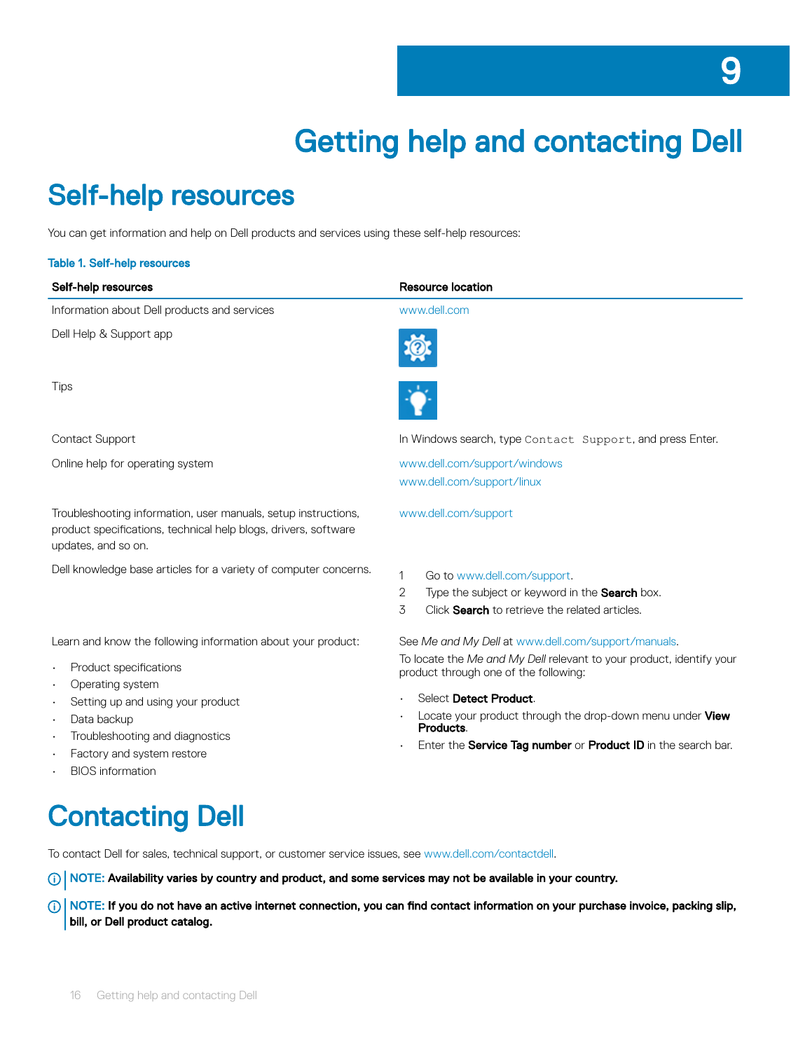# 9 Getting help and contacting Dell

## Self-help resources

You can get information and help on Dell products and services using these self-help resources:

**Table 1. Self-help resources**

| Self-help resources | Resource location |
|---|---|
| Information about Dell products and services | www.dell.com |
| Dell Help & Support app | |
| Tips | |
| Contact Support | In Windows search, type `Contact Support`, and press Enter. |
| Online help for operating system | www.dell.com/support/windows<br>www.dell.com/support/linux |
| Troubleshooting information, user manuals, setup instructions, product specifications, technical help blogs, drivers, software updates, and so on. | www.dell.com/support |
| Dell knowledge base articles for a variety of computer concerns. | 1. Go to www.dell.com/support.<br>2. Type the subject or keyword in the **Search** box.<br>3. Click **Search** to retrieve the related articles. |
| Learn and know the following information about your product:<br>• Product specifications<br>• Operating system<br>• Setting up and using your product<br>• Data backup<br>• Troubleshooting and diagnostics<br>• Factory and system restore<br>• BIOS information | See *Me and My Dell* at www.dell.com/support/manuals.<br>To locate the *Me and My Dell* relevant to your product, identify your product through one of the following:<br>• Select **Detect Product**.<br>• Locate your product through the drop-down menu under **View Products**.<br>• Enter the **Service Tag number** or **Product ID** in the search bar. |

## Contacting Dell

To contact Dell for sales, technical support, or customer service issues, see www.dell.com/contactdell.

**NOTE: Availability varies by country and product, and some services may not be available in your country.**

**NOTE: If you do not have an active internet connection, you can find contact information on your purchase invoice, packing slip, bill, or Dell product catalog.**